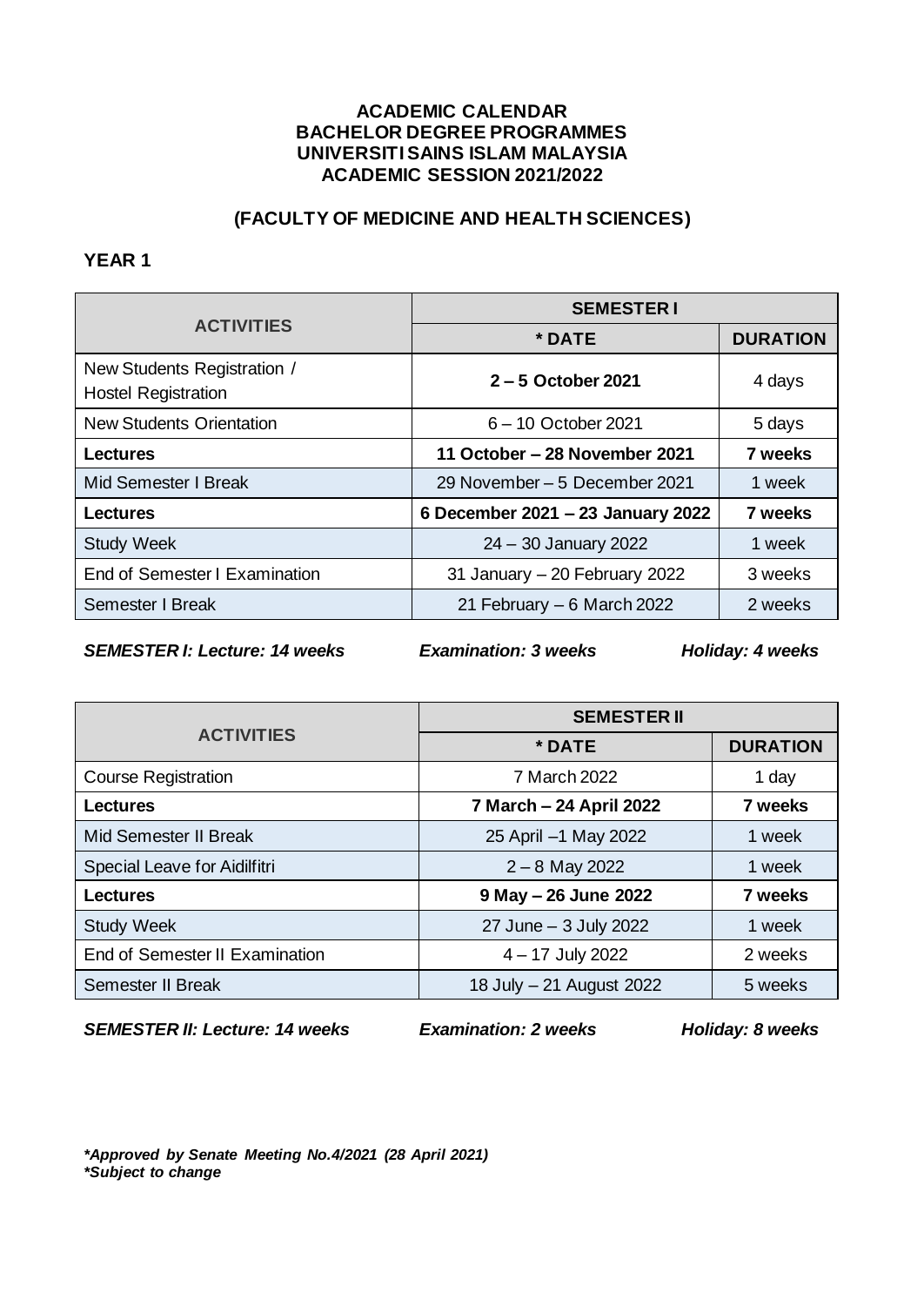# ACADEMIC CALENDAR
# BACHELOR DEGREE PROGRAMMES
# UNIVERSITI SAINS ISLAM MALAYSIA
# ACADEMIC SESSION 2021/2022

## (FACULTY OF MEDICINE AND HEALTH SCIENCES)

### YEAR 1

| ACTIVITIES | SEMESTER I | |
|---|---|---|
| | * DATE | DURATION |
| New Students Registration / Hostel Registration | **2 – 5 October 2021** | 4 days |
| New Students Orientation | 6 – 10 October 2021 | 5 days |
| **Lectures** | **11 October – 28 November 2021** | **7 weeks** |
| Mid Semester I Break | 29 November – 5 December 2021 | 1 week |
| **Lectures** | **6 December 2021 – 23 January 2022** | **7 weeks** |
| Study Week | 24 – 30 January 2022 | 1 week |
| End of Semester I Examination | 31 January – 20 February 2022 | 3 weeks |
| Semester I Break | 21 February – 6 March 2022 | 2 weeks |

***SEMESTER I: Lecture: 14 weeks     Examination: 3 weeks     Holiday: 4 weeks***

| ACTIVITIES | SEMESTER II | |
|---|---|---|
| | * DATE | DURATION |
| Course Registration | 7 March 2022 | 1 day |
| **Lectures** | **7 March – 24 April 2022** | **7 weeks** |
| Mid Semester II Break | 25 April –1 May 2022 | 1 week |
| Special Leave for Aidilfitri | 2 – 8 May 2022 | 1 week |
| **Lectures** | **9 May – 26 June 2022** | **7 weeks** |
| Study Week | 27 June – 3 July 2022 | 1 week |
| End of Semester II Examination | 4 – 17 July 2022 | 2 weeks |
| Semester II Break | 18 July – 21 August 2022 | 5 weeks |

***SEMESTER II: Lecture: 14 weeks     Examination: 2 weeks     Holiday: 8 weeks***

***\*Approved by Senate Meeting No.4/2021 (28 April 2021)***
***\*Subject to change***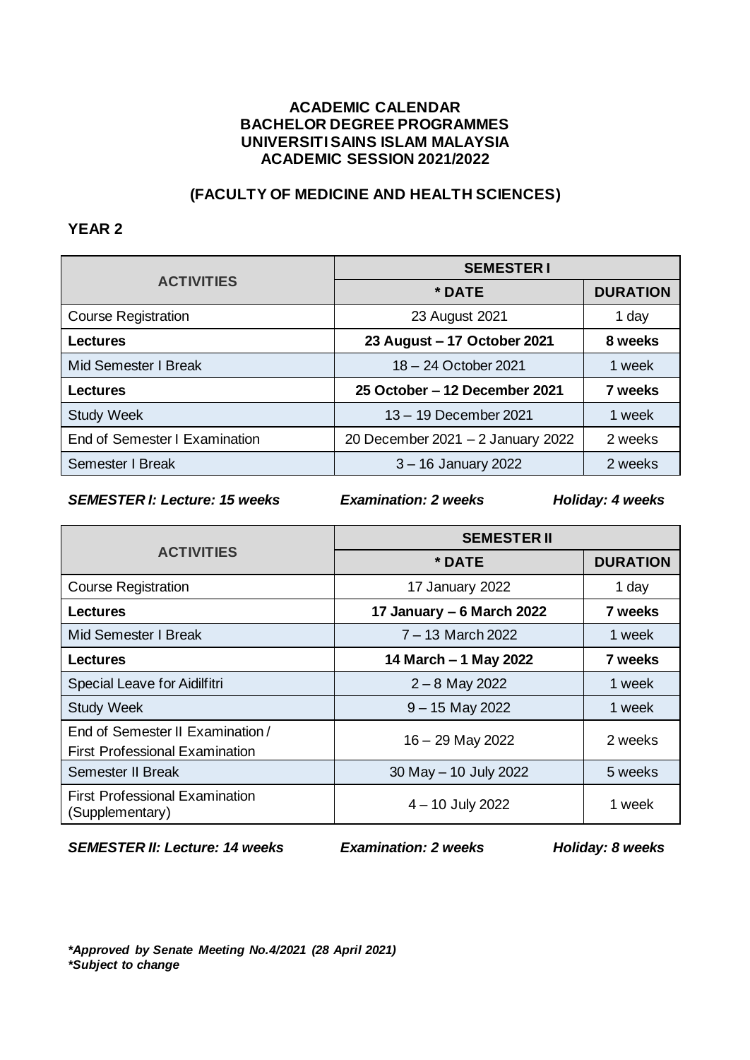**ACADEMIC CALENDAR**
**BACHELOR DEGREE PROGRAMMES**
**UNIVERSITI SAINS ISLAM MALAYSIA**
**ACADEMIC SESSION 2021/2022**

**(FACULTY OF MEDICINE AND HEALTH SCIENCES)**

**YEAR 2**

| ACTIVITIES | SEMESTER I | |
|---|---|---|
| | * DATE | DURATION |
| Course Registration | 23 August 2021 | 1 day |
| **Lectures** | **23 August – 17 October 2021** | **8 weeks** |
| Mid Semester I Break | 18 – 24 October 2021 | 1 week |
| **Lectures** | **25 October – 12 December 2021** | **7 weeks** |
| Study Week | 13 – 19 December 2021 | 1 week |
| End of Semester I Examination | 20 December 2021 – 2 January 2022 | 2 weeks |
| Semester I Break | 3 – 16 January 2022 | 2 weeks |

***SEMESTER I: Lecture: 15 weeks*** ***Examination: 2 weeks*** ***Holiday: 4 weeks***

| ACTIVITIES | SEMESTER II | |
|---|---|---|
| | * DATE | DURATION |
| Course Registration | 17 January 2022 | 1 day |
| **Lectures** | **17 January – 6 March 2022** | **7 weeks** |
| Mid Semester I Break | 7 – 13 March 2022 | 1 week |
| **Lectures** | **14 March – 1 May 2022** | **7 weeks** |
| Special Leave for Aidilfitri | 2 – 8 May 2022 | 1 week |
| Study Week | 9 – 15 May 2022 | 1 week |
| End of Semester II Examination / First Professional Examination | 16 – 29 May 2022 | 2 weeks |
| Semester II Break | 30 May – 10 July 2022 | 5 weeks |
| First Professional Examination (Supplementary) | 4 – 10 July 2022 | 1 week |

***SEMESTER II: Lecture: 14 weeks*** ***Examination: 2 weeks*** ***Holiday: 8 weeks***

***Approved by Senate Meeting No.4/2021 (28 April 2021)**
***Subject to change**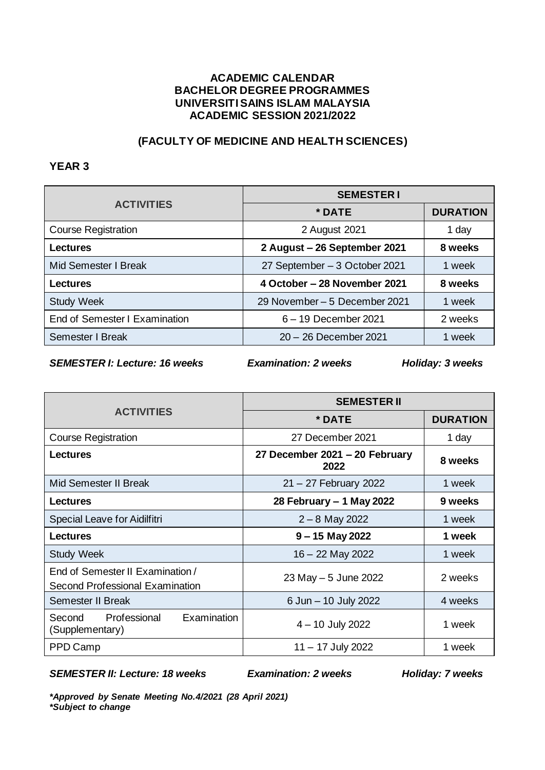**ACADEMIC CALENDAR**
**BACHELOR DEGREE PROGRAMMES**
**UNIVERSITI SAINS ISLAM MALAYSIA**
**ACADEMIC SESSION 2021/2022**

**(FACULTY OF MEDICINE AND HEALTH SCIENCES)**

**YEAR 3**

| ACTIVITIES | SEMESTER I | |
|---|---|---|
| | * DATE | DURATION |
| Course Registration | 2 August 2021 | 1 day |
| **Lectures** | **2 August – 26 September 2021** | **8 weeks** |
| Mid Semester I Break | 27 September – 3 October 2021 | 1 week |
| **Lectures** | **4 October – 28 November 2021** | **8 weeks** |
| Study Week | 29 November – 5 December 2021 | 1 week |
| End of Semester I Examination | 6 – 19 December 2021 | 2 weeks |
| Semester I Break | 20 – 26 December 2021 | 1 week |

***SEMESTER I: Lecture: 16 weeks*** ***Examination: 2 weeks*** ***Holiday: 3 weeks***

| ACTIVITIES | SEMESTER II | |
|---|---|---|
| | * DATE | DURATION |
| Course Registration | 27 December 2021 | 1 day |
| **Lectures** | **27 December 2021 – 20 February 2022** | **8 weeks** |
| Mid Semester II Break | 21 – 27 February 2022 | 1 week |
| **Lectures** | **28 February – 1 May 2022** | **9 weeks** |
| Special Leave for Aidilfitri | 2 – 8 May 2022 | 1 week |
| **Lectures** | **9 – 15 May 2022** | **1 week** |
| Study Week | 16 – 22 May 2022 | 1 week |
| End of Semester II Examination / Second Professional Examination | 23 May – 5 June 2022 | 2 weeks |
| Semester II Break | 6 Jun – 10 July 2022 | 4 weeks |
| Second Professional Examination (Supplementary) | 4 – 10 July 2022 | 1 week |
| PPD Camp | 11 – 17 July 2022 | 1 week |

***SEMESTER II: Lecture: 18 weeks*** ***Examination: 2 weeks*** ***Holiday: 7 weeks***

***Approved by Senate Meeting No.4/2021 (28 April 2021)***
***Subject to change***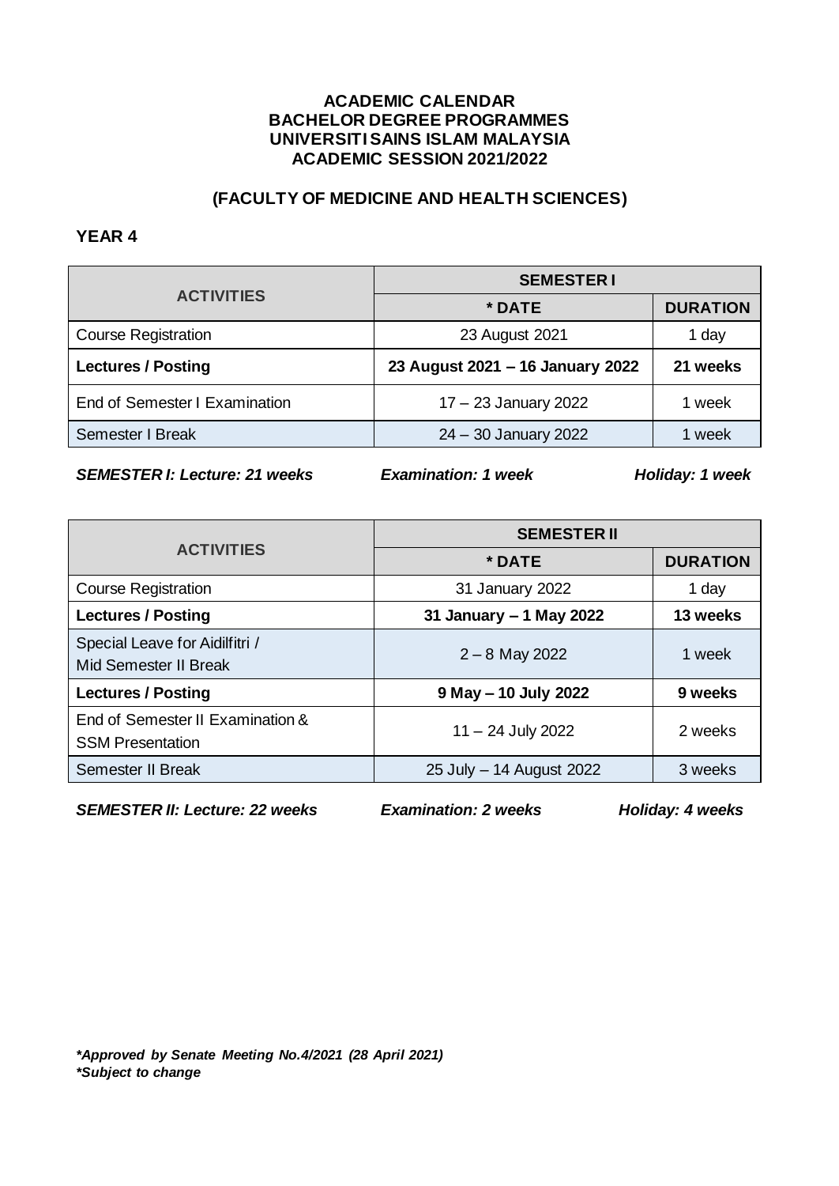**ACADEMIC CALENDAR**
**BACHELOR DEGREE PROGRAMMES**
**UNIVERSITI SAINS ISLAM MALAYSIA**
**ACADEMIC SESSION 2021/2022**

**(FACULTY OF MEDICINE AND HEALTH SCIENCES)**

**YEAR 4**

| ACTIVITIES | SEMESTER I | |
|---|---|---|
| | * DATE | DURATION |
| Course Registration | 23 August 2021 | 1 day |
| **Lectures / Posting** | **23 August 2021 – 16 January 2022** | **21 weeks** |
| End of Semester I Examination | 17 – 23 January 2022 | 1 week |
| Semester I Break | 24 – 30 January 2022 | 1 week |

***SEMESTER I: Lecture: 21 weeks*** ***Examination: 1 week*** ***Holiday: 1 week***

| ACTIVITIES | SEMESTER II | |
|---|---|---|
| | * DATE | DURATION |
| Course Registration | 31 January 2022 | 1 day |
| **Lectures / Posting** | **31 January – 1 May 2022** | **13 weeks** |
| Special Leave for Aidilfitri / Mid Semester II Break | 2 – 8 May 2022 | 1 week |
| **Lectures / Posting** | **9 May – 10 July 2022** | **9 weeks** |
| End of Semester II Examination & SSM Presentation | 11 – 24 July 2022 | 2 weeks |
| Semester II Break | 25 July – 14 August 2022 | 3 weeks |

***SEMESTER II: Lecture: 22 weeks*** ***Examination: 2 weeks*** ***Holiday: 4 weeks***

***Approved by Senate Meeting No.4/2021 (28 April 2021)***
***Subject to change***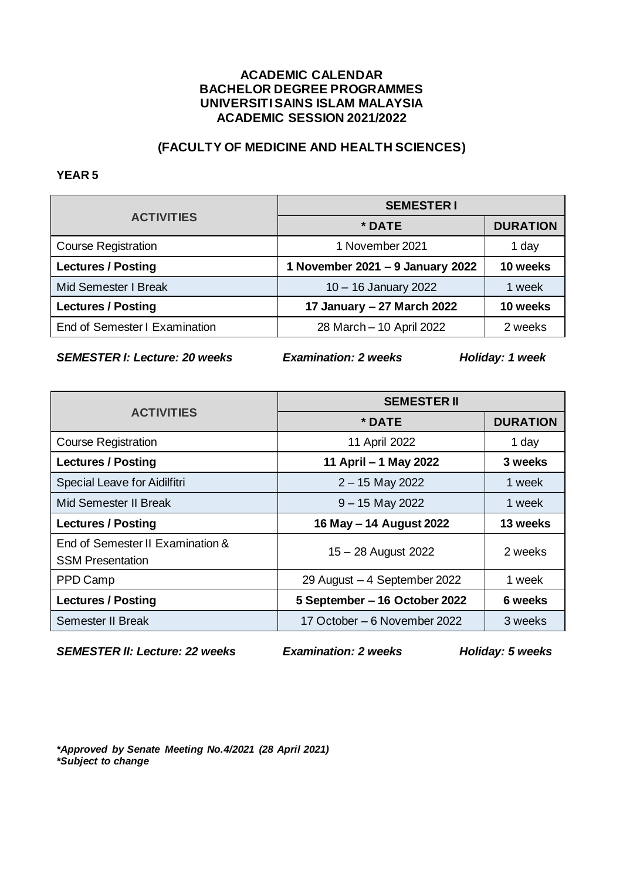**ACADEMIC CALENDAR**
**BACHELOR DEGREE PROGRAMMES**
**UNIVERSITI SAINS ISLAM MALAYSIA**
**ACADEMIC SESSION 2021/2022**

## (FACULTY OF MEDICINE AND HEALTH SCIENCES)

**YEAR 5**

| ACTIVITIES | SEMESTER I | |
|---|---|---|
| | * DATE | DURATION |
| Course Registration | 1 November 2021 | 1 day |
| **Lectures / Posting** | **1 November 2021 – 9 January 2022** | **10 weeks** |
| Mid Semester I Break | 10 – 16 January 2022 | 1 week |
| **Lectures / Posting** | **17 January – 27 March 2022** | **10 weeks** |
| End of Semester I Examination | 28 March – 10 April 2022 | 2 weeks |

***SEMESTER I: Lecture: 20 weeks*** ***Examination: 2 weeks*** ***Holiday: 1 week***

| ACTIVITIES | SEMESTER II | |
|---|---|---|
| | * DATE | DURATION |
| Course Registration | 11 April 2022 | 1 day |
| **Lectures / Posting** | **11 April – 1 May 2022** | **3 weeks** |
| Special Leave for Aidilfitri | 2 – 15 May 2022 | 1 week |
| Mid Semester II Break | 9 – 15 May 2022 | 1 week |
| **Lectures / Posting** | **16 May – 14 August 2022** | **13 weeks** |
| End of Semester II Examination & SSM Presentation | 15 – 28 August 2022 | 2 weeks |
| PPD Camp | 29 August – 4 September 2022 | 1 week |
| **Lectures / Posting** | **5 September – 16 October 2022** | **6 weeks** |
| Semester II Break | 17 October – 6 November 2022 | 3 weeks |

***SEMESTER II: Lecture: 22 weeks*** ***Examination: 2 weeks*** ***Holiday: 5 weeks***

***\*Approved by Senate Meeting No.4/2021 (28 April 2021)***
***\*Subject to change***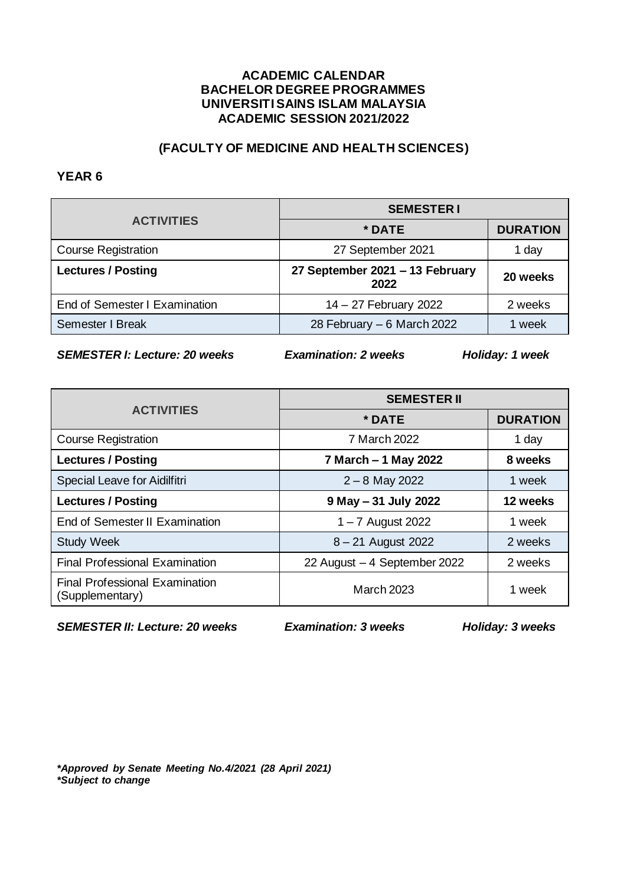**ACADEMIC CALENDAR**
**BACHELOR DEGREE PROGRAMMES**
**UNIVERSITI SAINS ISLAM MALAYSIA**
**ACADEMIC SESSION 2021/2022**

**(FACULTY OF MEDICINE AND HEALTH SCIENCES)**

**YEAR 6**

| ACTIVITIES | SEMESTER I | |
|---|---|---|
| | * DATE | DURATION |
| Course Registration | 27 September 2021 | 1 day |
| **Lectures / Posting** | **27 September 2021 – 13 February 2022** | **20 weeks** |
| End of Semester I Examination | 14 – 27 February 2022 | 2 weeks |
| Semester I Break | 28 February – 6 March 2022 | 1 week |

***SEMESTER I: Lecture: 20 weeks*** ***Examination: 2 weeks*** ***Holiday: 1 week***

| ACTIVITIES | SEMESTER II | |
|---|---|---|
| | * DATE | DURATION |
| Course Registration | 7 March 2022 | 1 day |
| **Lectures / Posting** | **7 March – 1 May 2022** | **8 weeks** |
| Special Leave for Aidilfitri | 2 – 8 May 2022 | 1 week |
| **Lectures / Posting** | **9 May – 31 July 2022** | **12 weeks** |
| End of Semester II Examination | 1 – 7 August 2022 | 1 week |
| Study Week | 8 – 21 August 2022 | 2 weeks |
| Final Professional Examination | 22 August – 4 September 2022 | 2 weeks |
| Final Professional Examination (Supplementary) | March 2023 | 1 week |

***SEMESTER II: Lecture: 20 weeks*** ***Examination: 3 weeks*** ***Holiday: 3 weeks***

***Approved by Senate Meeting No.4/2021 (28 April 2021)***
***Subject to change***